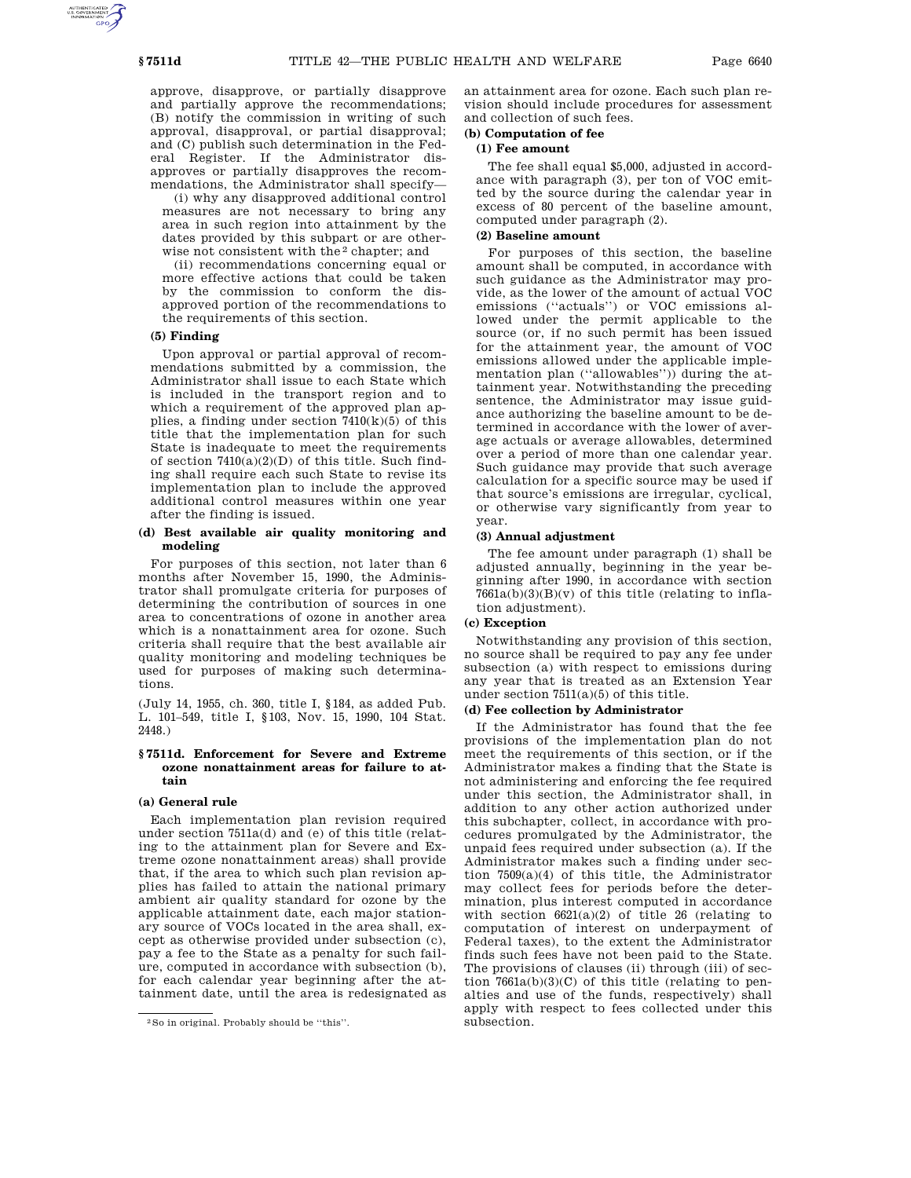approve, disapprove, or partially disapprove and partially approve the recommendations; (B) notify the commission in writing of such approval, disapproval, or partial disapproval; and (C) publish such determination in the Federal Register. If the Administrator disapproves or partially disapproves the recommendations, the Administrator shall specify—

(i) why any disapproved additional control measures are not necessary to bring any area in such region into attainment by the dates provided by this subpart or are otherwise not consistent with the[2] chapter; and

(ii) recommendations concerning equal or more effective actions that could be taken by the commission to conform the disapproved portion of the recommendations to the requirements of this section.

**(5) Finding**

Upon approval or partial approval of recommendations submitted by a commission, the Administrator shall issue to each State which is included in the transport region and to which a requirement of the approved plan applies, a finding under section 7410(k)(5) of this title that the implementation plan for such State is inadequate to meet the requirements of section 7410(a)(2)(D) of this title. Such finding shall require each such State to revise its implementation plan to include the approved additional control measures within one year after the finding is issued.

**(d) Best available air quality monitoring and modeling**

For purposes of this section, not later than 6 months after November 15, 1990, the Administrator shall promulgate criteria for purposes of determining the contribution of sources in one area to concentrations of ozone in another area which is a nonattainment area for ozone. Such criteria shall require that the best available air quality monitoring and modeling techniques be used for purposes of making such determinations.

(July 14, 1955, ch. 360, title I, §184, as added Pub. L. 101–549, title I, §103, Nov. 15, 1990, 104 Stat. 2448.)

## §7511d. Enforcement for Severe and Extreme ozone nonattainment areas for failure to attain

**(a) General rule**

Each implementation plan revision required under section 7511a(d) and (e) of this title (relating to the attainment plan for Severe and Extreme ozone nonattainment areas) shall provide that, if the area to which such plan revision applies has failed to attain the national primary ambient air quality standard for ozone by the applicable attainment date, each major stationary source of VOCs located in the area shall, except as otherwise provided under subsection (c), pay a fee to the State as a penalty for such failure, computed in accordance with subsection (b), for each calendar year beginning after the attainment date, until the area is redesignated as an attainment area for ozone. Each such plan revision should include procedures for assessment and collection of such fees.

**(b) Computation of fee**

**(1) Fee amount**

The fee shall equal $5,000, adjusted in accordance with paragraph (3), per ton of VOC emitted by the source during the calendar year in excess of 80 percent of the baseline amount, computed under paragraph (2).

**(2) Baseline amount**

For purposes of this section, the baseline amount shall be computed, in accordance with such guidance as the Administrator may provide, as the lower of the amount of actual VOC emissions (''actuals'') or VOC emissions allowed under the permit applicable to the source (or, if no such permit has been issued for the attainment year, the amount of VOC emissions allowed under the applicable implementation plan (''allowables'')) during the attainment year. Notwithstanding the preceding sentence, the Administrator may issue guidance authorizing the baseline amount to be determined in accordance with the lower of average actuals or average allowables, determined over a period of more than one calendar year. Such guidance may provide that such average calculation for a specific source may be used if that source's emissions are irregular, cyclical, or otherwise vary significantly from year to year.

**(3) Annual adjustment**

The fee amount under paragraph (1) shall be adjusted annually, beginning in the year beginning after 1990, in accordance with section 7661a(b)(3)(B)(v) of this title (relating to inflation adjustment).

**(c) Exception**

Notwithstanding any provision of this section, no source shall be required to pay any fee under subsection (a) with respect to emissions during any year that is treated as an Extension Year under section 7511(a)(5) of this title.

**(d) Fee collection by Administrator**

If the Administrator has found that the fee provisions of the implementation plan do not meet the requirements of this section, or if the Administrator makes a finding that the State is not administering and enforcing the fee required under this section, the Administrator shall, in addition to any other action authorized under this subchapter, collect, in accordance with procedures promulgated by the Administrator, the unpaid fees required under subsection (a). If the Administrator makes such a finding under section 7509(a)(4) of this title, the Administrator may collect fees for periods before the determination, plus interest computed in accordance with section 6621(a)(2) of title 26 (relating to computation of interest on underpayment of Federal taxes), to the extent the Administrator finds such fees have not been paid to the State. The provisions of clauses (ii) through (iii) of section 7661a(b)(3)(C) of this title (relating to penalties and use of the funds, respectively) shall apply with respect to fees collected under this subsection.

[2] So in original. Probably should be ''this''.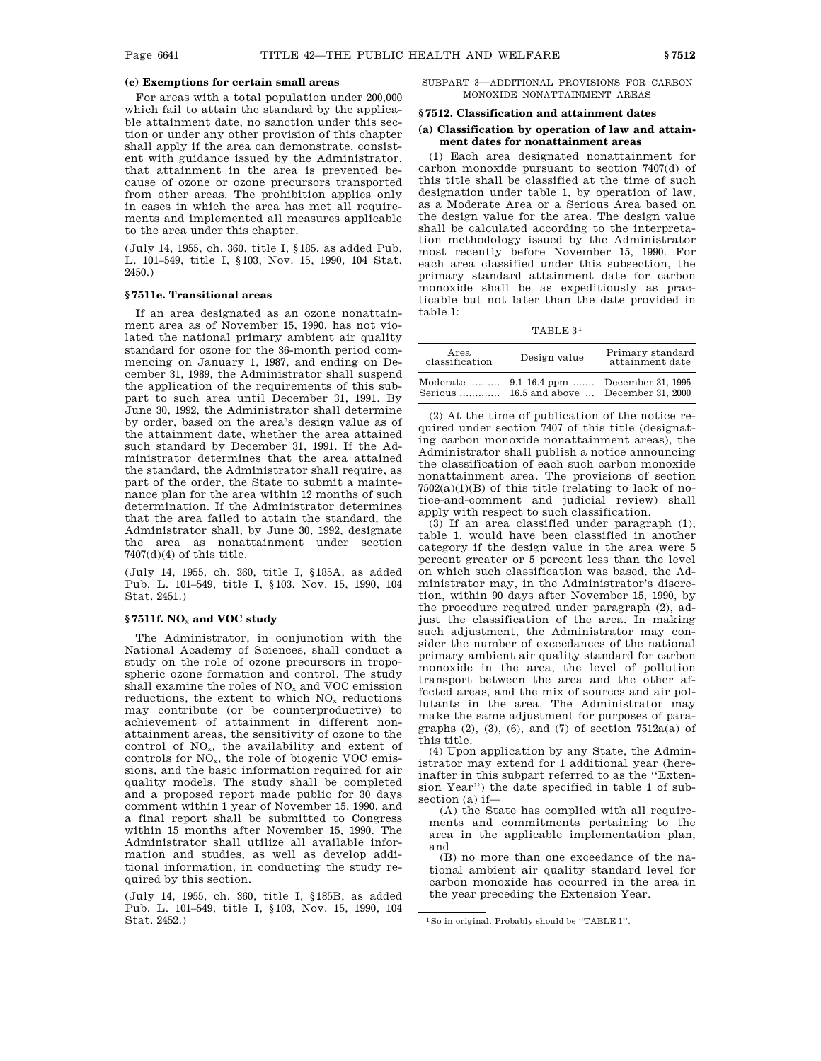### (e) Exemptions for certain small areas

For areas with a total population under 200,000 which fail to attain the standard by the applicable attainment date, no sanction under this section or under any other provision of this chapter shall apply if the area can demonstrate, consistent with guidance issued by the Administrator, that attainment in the area is prevented because of ozone or ozone precursors transported from other areas. The prohibition applies only in cases in which the area has met all requirements and implemented all measures applicable to the area under this chapter.

(July 14, 1955, ch. 360, title I, §185, as added Pub. L. 101–549, title I, §103, Nov. 15, 1990, 104 Stat. 2450.)

## §7511e. Transitional areas

If an area designated as an ozone nonattainment area as of November 15, 1990, has not violated the national primary ambient air quality standard for ozone for the 36-month period commencing on January 1, 1987, and ending on December 31, 1989, the Administrator shall suspend the application of the requirements of this subpart to such area until December 31, 1991. By June 30, 1992, the Administrator shall determine by order, based on the area's design value as of the attainment date, whether the area attained such standard by December 31, 1991. If the Administrator determines that the area attained the standard, the Administrator shall require, as part of the order, the State to submit a maintenance plan for the area within 12 months of such determination. If the Administrator determines that the area failed to attain the standard, the Administrator shall, by June 30, 1992, designate the area as nonattainment under section 7407(d)(4) of this title.

(July 14, 1955, ch. 360, title I, §185A, as added Pub. L. 101–549, title I, §103, Nov. 15, 1990, 104 Stat. 2451.)

## §7511f. $NO_x$ and VOC study

The Administrator, in conjunction with the National Academy of Sciences, shall conduct a study on the role of ozone precursors in tropospheric ozone formation and control. The study shall examine the roles of $NO_x$ and VOC emission reductions, the extent to which $NO_x$ reductions may contribute (or be counterproductive) to achievement of attainment in different nonattainment areas, the sensitivity of ozone to the control of $NO_x$, the availability and extent of controls for $NO_x$, the role of biogenic VOC emissions, and the basic information required for air quality models. The study shall be completed and a proposed report made public for 30 days comment within 1 year of November 15, 1990, and a final report shall be submitted to Congress within 15 months after November 15, 1990. The Administrator shall utilize all available information and studies, as well as develop additional information, in conducting the study required by this section.

(July 14, 1955, ch. 360, title I, §185B, as added Pub. L. 101–549, title I, §103, Nov. 15, 1990, 104 Stat. 2452.)

SUBPART 3—ADDITIONAL PROVISIONS FOR CARBON MONOXIDE NONATTAINMENT AREAS

## §7512. Classification and attainment dates

### (a) Classification by operation of law and attainment dates for nonattainment areas

(1) Each area designated nonattainment for carbon monoxide pursuant to section 7407(d) of this title shall be classified at the time of such designation under table 1, by operation of law, as a Moderate Area or a Serious Area based on the design value for the area. The design value shall be calculated according to the interpretation methodology issued by the Administrator most recently before November 15, 1990. For each area classified under this subsection, the primary standard attainment date for carbon monoxide shall be as expeditiously as practicable but not later than the date provided in table 1:

TABLE 3[1]

| Area classification | Design value | Primary standard attainment date |
|---|---|---|
| Moderate | 9.1–16.4 ppm | December 31, 1995 |
| Serious | 16.5 and above | December 31, 2000 |

(2) At the time of publication of the notice required under section 7407 of this title (designating carbon monoxide nonattainment areas), the Administrator shall publish a notice announcing the classification of each such carbon monoxide nonattainment area. The provisions of section 7502(a)(1)(B) of this title (relating to lack of notice-and-comment and judicial review) shall apply with respect to such classification.

(3) If an area classified under paragraph (1), table 1, would have been classified in another category if the design value in the area were 5 percent greater or 5 percent less than the level on which such classification was based, the Administrator may, in the Administrator's discretion, within 90 days after November 15, 1990, by the procedure required under paragraph (2), adjust the classification of the area. In making such adjustment, the Administrator may consider the number of exceedances of the national primary ambient air quality standard for carbon monoxide in the area, the level of pollution transport between the area and the other affected areas, and the mix of sources and air pollutants in the area. The Administrator may make the same adjustment for purposes of paragraphs (2), (3), (6), and (7) of section 7512a(a) of this title.

(4) Upon application by any State, the Administrator may extend for 1 additional year (hereinafter in this subpart referred to as the "Extension Year") the date specified in table 1 of subsection (a) if—

(A) the State has complied with all requirements and commitments pertaining to the area in the applicable implementation plan, and

(B) no more than one exceedance of the national ambient air quality standard level for carbon monoxide has occurred in the area in the year preceding the Extension Year.

[1] So in original. Probably should be "TABLE 1".